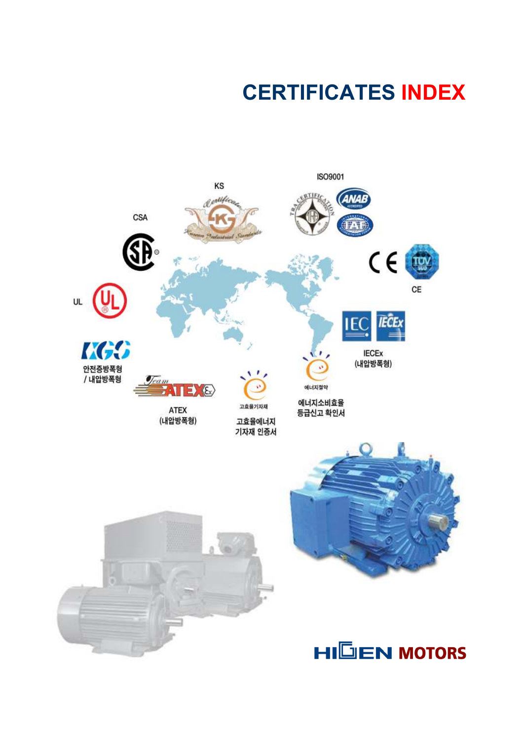# CERTIFICATES INDEX

ISO9001

KS

CSA

CE

UL

IECEx
(내압방폭형)

안전증방폭형
/ 내압방폭형

ATEX
(내압방폭형)

고효율에너지
기자재 인증서

에너지소비효율
등급신고 확인서

HIGEN MOTORS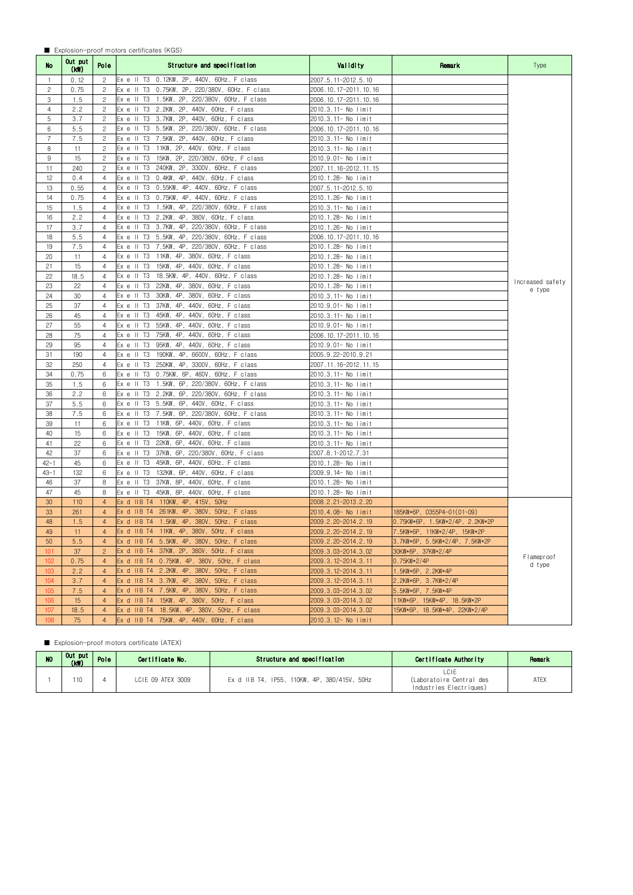■ Explosion-proof motors certificates (KGS)

| No | Out put (kW) | Pole | Structure and specification | Validity | Remark | Type |
|---|---|---|---|---|---|---|
| 1 | 0.12 | 2 | Ex e II T3 0.12KW, 2P, 440V, 60Hz, F class | 2007.5.11~2012.5.10 | | Increased safety e type |
| 2 | 0.75 | 2 | Ex e II T3 0.75KW, 2P, 220/380V, 60Hz, F class | 2006.10.17~2011.10.16 | | |
| 3 | 1.5 | 2 | Ex e II T3 1.5KW, 2P, 220/380V, 60Hz, F class | 2006.10.17~2011.10.16 | | |
| 4 | 2.2 | 2 | Ex e II T3 2.2KW, 2P, 440V, 60Hz, F class | 2010.3.11~ No limit | | |
| 5 | 3.7 | 2 | Ex e II T3 3.7KW, 2P, 440V, 60Hz, F class | 2010.3.11~ No limit | | |
| 6 | 5.5 | 2 | Ex e II T3 5.5KW, 2P, 220/380V, 60Hz, F class | 2006.10.17~2011.10.16 | | |
| 7 | 7.5 | 2 | Ex e II T3 7.5KW, 2P, 440V, 60Hz, F class | 2010.3.11~ No limit | | |
| 8 | 11 | 2 | Ex e II T3 11KW, 2P, 440V, 60Hz, F class | 2010.3.11~ No limit | | |
| 9 | 15 | 2 | Ex e II T3 15KW, 2P, 220/380V, 60Hz, F class | 2010.9.01~ No limit | | |
| 11 | 240 | 2 | Ex e II T3 240KW, 2P, 3300V, 60Hz, F class | 2007.11.16~2012.11.15 | | |
| 12 | 0.4 | 4 | Ex e II T3 0.4KW, 4P, 440V, 60Hz, F class | 2010.1.28~ No limit | | |
| 13 | 0.55 | 4 | Ex e II T3 0.55KW, 4P, 440V, 60Hz, F class | 2007.5.11~2012.5.10 | | |
| 14 | 0.75 | 4 | Ex e II T3 0.75KW, 4P, 440V, 60Hz, F class | 2010.1.26~ No limit | | |
| 15 | 1.5 | 4 | Ex e II T3 1.5KW, 4P, 220/380V, 60Hz, F class | 2010.3.11~ No limit | | |
| 16 | 2.2 | 4 | Ex e II T3 2.2KW, 4P, 380V, 60Hz, F class | 2010.1.28~ No limit | | |
| 17 | 3.7 | 4 | Ex e II T3 3.7KW, 4P, 220/380V, 60Hz, F class | 2010.1.26~ No limit | | |
| 18 | 5.5 | 4 | Ex e II T3 5.5KW, 4P, 220/380V, 60Hz, F class | 2006.10.17~2011.10.16 | | |
| 19 | 7.5 | 4 | Ex e II T3 7.5KW, 4P, 220/380V, 60Hz, F class | 2010.1.28~ No limit | | |
| 20 | 11 | 4 | Ex e II T3 11KW, 4P, 380V, 60Hz, F class | 2010.1.28~ No limit | | |
| 21 | 15 | 4 | Ex e II T3 15KW, 4P, 440V, 60Hz, F class | 2010.1.28~ No limit | | |
| 22 | 18.5 | 4 | Ex e II T3 18.5KW, 4P, 440V, 60Hz, F class | 2010.1.28~ No limit | | |
| 23 | 22 | 4 | Ex e II T3 22KW, 4P, 380V, 60Hz, F class | 2010.1.28~ No limit | | |
| 24 | 30 | 4 | Ex e II T3 30KW, 4P, 380V, 60Hz, F class | 2010.3.11~ No limit | | |
| 25 | 37 | 4 | Ex e II T3 37KW, 4P, 440V, 60Hz, F class | 2010.9.01~ No limit | | |
| 26 | 45 | 4 | Ex e II T3 45KW, 4P, 440V, 60Hz, F class | 2010.3.11~ No limit | | |
| 27 | 55 | 4 | Ex e II T3 55KW, 4P, 440V, 60Hz, F class | 2010.9.01~ No limit | | |
| 28 | 75 | 4 | Ex e II T3 75KW, 4P, 440V, 60Hz, F class | 2006.10.17~2011.10.16 | | |
| 29 | 95 | 4 | Ex e II T3 95KW, 4P, 440V, 60Hz, F class | 2010.9.01~ No limit | | |
| 31 | 190 | 4 | Ex e II T3 190KW, 4P, 6600V, 60Hz, F class | 2005.9.22~2010.9.21 | | |
| 32 | 250 | 4 | Ex e II T3 250KW, 4P, 3300V, 60Hz, F class | 2007.11.16~2012.11.15 | | |
| 34 | 0.75 | 6 | Ex e II T3 0.75KW, 6P, 460V, 60Hz, F class | 2010.3.11~ No limit | | |
| 35 | 1.5 | 6 | Ex e II T3 1.5KW, 6P, 220/380V, 60Hz, F class | 2010.3.11~ No limit | | |
| 36 | 2.2 | 6 | Ex e II T3 2.2KW, 6P, 220/380V, 60Hz, F class | 2010.3.11~ No limit | | |
| 37 | 5.5 | 6 | Ex e II T3 5.5KW, 6P, 440V, 60Hz, F class | 2010.3.11~ No limit | | |
| 38 | 7.5 | 6 | Ex e II T3 7.5KW, 6P, 220/380V, 60Hz, F class | 2010.3.11~ No limit | | |
| 39 | 11 | 6 | Ex e II T3 11KW, 6P, 440V, 60Hz, F class | 2010.3.11~ No limit | | |
| 40 | 15 | 6 | Ex e II T3 15KW, 6P, 440V, 60Hz, F class | 2010.3.11~ No limit | | |
| 41 | 22 | 6 | Ex e II T3 22KW, 6P, 440V, 60Hz, F class | 2010.3.11~ No limit | | |
| 42 | 37 | 6 | Ex e II T3 37KW, 6P, 220/380V, 60Hz, F class | 2007.8.1~2012.7.31 | | |
| 42-1 | 45 | 6 | Ex e II T3 45KW, 6P, 440V, 60Hz, F class | 2010.1.28~ No limit | | |
| 43-1 | 132 | 6 | Ex e II T3 132KW, 6P, 440V, 60Hz, F class | 2009.9.14~ No limit | | |
| 46 | 37 | 8 | Ex e II T3 37KW, 8P, 440V, 60Hz, F class | 2010.1.28~ No limit | | |
| 47 | 45 | 8 | Ex e II T3 45KW, 8P, 440V, 60Hz, F class | 2010.1.28~ No limit | | |
| 30 | 110 | 4 | Ex d IIB T4 110KW, 4P, 415V, 50Hz | 2008.2.21~2013.2.20 | | Flameproof d type |
| 33 | 261 | 4 | Ex d IIB T4 261KW, 4P, 380V, 50Hz, F class | 2010.4.08~ No limit | 185KW*6P, D355P4-01(01~09) | |
| 48 | 1.5 | 4 | Ex d IIB T4 1.5KW, 4P, 380V, 50Hz, F class | 2009.2.20~2014.2.19 | 0.75KW*6P, 1.5KW*2/4P, 2.2KW*2P | |
| 49 | 11 | 4 | Ex d IIB T4 11KW, 4P, 380V, 50Hz, F class | 2009.2.20~2014.2.19 | 7.5KW*6P, 11KW*2/4P, 15KW*2P | |
| 50 | 5.5 | 4 | Ex d IIB T4 5.5KW, 4P, 380V, 50Hz, F class | 2009.2.20~2014.2.19 | 3.7KW*6P, 5.5KW*2/4P, 7.5KW*2P | |
| 101 | 37 | 2 | Ex d IIB T4 37KW, 2P, 380V, 50Hz, F class | 2009.3.03~2014.3.02 | 30KW*6P, 37KW*2/4P | |
| 102 | 0.75 | 4 | Ex d IIB T4 0.75KW, 4P, 380V, 50Hz, F class | 2009.3.12~2014.3.11 | 0.75KW*2/4P | |
| 103 | 2.2 | 4 | Ex d IIB T4 2.2KW, 4P, 380V, 50Hz, F class | 2009.3.12~2014.3.11 | 1.5KW*6P, 2.2KW*4P | |
| 104 | 3.7 | 4 | Ex d IIB T4 3.7KW, 4P, 380V, 50Hz, F class | 2009.3.12~2014.3.11 | 2.2KW*6P, 3.7KW*2/4P | |
| 105 | 7.5 | 4 | Ex d IIB T4 7.5KW, 4P, 380V, 50Hz, F class | 2009.3.03~2014.3.02 | 5.5KW*6P, 7.5KW*4P | |
| 106 | 15 | 4 | Ex d IIB T4 15KW, 4P, 380V, 50Hz, F class | 2009.3.03~2014.3.02 | 11KW*6P, 15KW*4P, 18.5KW*2P | |
| 107 | 18.5 | 4 | Ex d IIB T4 18.5KW, 4P, 380V, 50Hz, F class | 2009.3.03~2014.3.02 | 15KW*6P, 18.5KW*4P, 22KW*2/4P | |
| 108 | 75 | 4 | Ex d IIB T4 75KW, 4P, 440V, 60Hz, F class | 2010.3.12~ No limit | | |

■ Explosion-proof motors certificate (ATEX)

| NO | Out put (kW) | Pole | Certificate No. | Structure and specification | Certificate Authority | Remark |
|---|---|---|---|---|---|---|
| 1 | 110 | 4 | LCIE 09 ATEX 3009 | Ex d IIB T4, IP55, 110KW, 4P, 380/415V, 50Hz | LCIE (Laboratoire Central des Industries Electriques) | ATEX |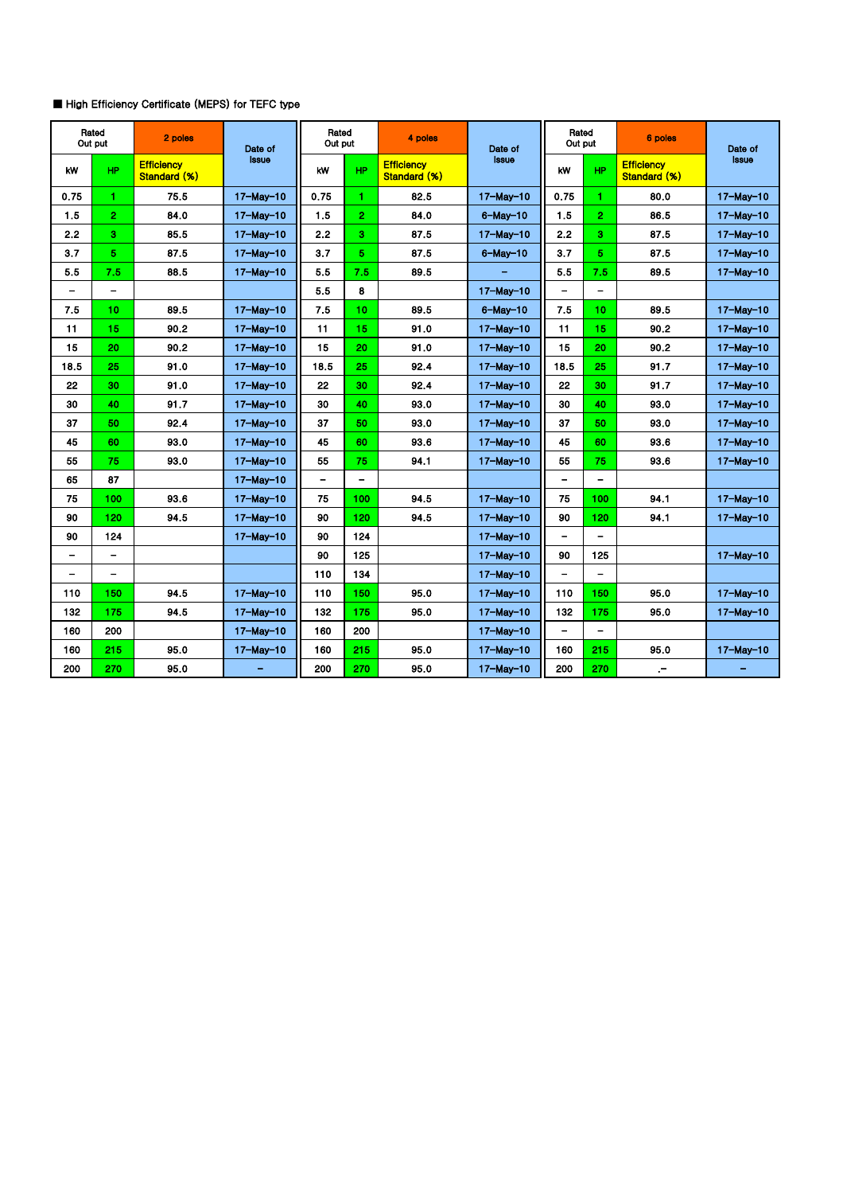■ High Efficiency Certificate (MEPS) for TEFC type

| Rated Out put | | 2 poles | Date of Issue | Rated Out put | | 4 poles | Date of Issue | Rated Out put | | 6 poles | Date of Issue |
|---|---|---|---|---|---|---|---|---|---|---|---|
| kW | HP | Efficiency Standard (%) | | kW | HP | Efficiency Standard (%) | | kW | HP | Efficiency Standard (%) | |
| 0.75 | 1 | 75.5 | 17-May-10 | 0.75 | 1 | 82.5 | 17-May-10 | 0.75 | 1 | 80.0 | 17-May-10 |
| 1.5 | 2 | 84.0 | 17-May-10 | 1.5 | 2 | 84.0 | 6-May-10 | 1.5 | 2 | 86.5 | 17-May-10 |
| 2.2 | 3 | 85.5 | 17-May-10 | 2.2 | 3 | 87.5 | 17-May-10 | 2.2 | 3 | 87.5 | 17-May-10 |
| 3.7 | 5 | 87.5 | 17-May-10 | 3.7 | 5 | 87.5 | 6-May-10 | 3.7 | 5 | 87.5 | 17-May-10 |
| 5.5 | 7.5 | 88.5 | 17-May-10 | 5.5 | 7.5 | 89.5 | - | 5.5 | 7.5 | 89.5 | 17-May-10 |
| - | - | | | 5.5 | 8 | | 17-May-10 | - | - | | |
| 7.5 | 10 | 89.5 | 17-May-10 | 7.5 | 10 | 89.5 | 6-May-10 | 7.5 | 10 | 89.5 | 17-May-10 |
| 11 | 15 | 90.2 | 17-May-10 | 11 | 15 | 91.0 | 17-May-10 | 11 | 15 | 90.2 | 17-May-10 |
| 15 | 20 | 90.2 | 17-May-10 | 15 | 20 | 91.0 | 17-May-10 | 15 | 20 | 90.2 | 17-May-10 |
| 18.5 | 25 | 91.0 | 17-May-10 | 18.5 | 25 | 92.4 | 17-May-10 | 18.5 | 25 | 91.7 | 17-May-10 |
| 22 | 30 | 91.0 | 17-May-10 | 22 | 30 | 92.4 | 17-May-10 | 22 | 30 | 91.7 | 17-May-10 |
| 30 | 40 | 91.7 | 17-May-10 | 30 | 40 | 93.0 | 17-May-10 | 30 | 40 | 93.0 | 17-May-10 |
| 37 | 50 | 92.4 | 17-May-10 | 37 | 50 | 93.0 | 17-May-10 | 37 | 50 | 93.0 | 17-May-10 |
| 45 | 60 | 93.0 | 17-May-10 | 45 | 60 | 93.6 | 17-May-10 | 45 | 60 | 93.6 | 17-May-10 |
| 55 | 75 | 93.0 | 17-May-10 | 55 | 75 | 94.1 | 17-May-10 | 55 | 75 | 93.6 | 17-May-10 |
| 65 | 87 | | 17-May-10 | - | - | | | - | - | | |
| 75 | 100 | 93.6 | 17-May-10 | 75 | 100 | 94.5 | 17-May-10 | 75 | 100 | 94.1 | 17-May-10 |
| 90 | 120 | 94.5 | 17-May-10 | 90 | 120 | 94.5 | 17-May-10 | 90 | 120 | 94.1 | 17-May-10 |
| 90 | 124 | | 17-May-10 | 90 | 124 | | 17-May-10 | - | - | | |
| - | - | | | 90 | 125 | | 17-May-10 | 90 | 125 | | 17-May-10 |
| - | - | | | 110 | 134 | | 17-May-10 | - | - | | |
| 110 | 150 | 94.5 | 17-May-10 | 110 | 150 | 95.0 | 17-May-10 | 110 | 150 | 95.0 | 17-May-10 |
| 132 | 175 | 94.5 | 17-May-10 | 132 | 175 | 95.0 | 17-May-10 | 132 | 175 | 95.0 | 17-May-10 |
| 160 | 200 | | 17-May-10 | 160 | 200 | | 17-May-10 | - | - | | |
| 160 | 215 | 95.0 | 17-May-10 | 160 | 215 | 95.0 | 17-May-10 | 160 | 215 | 95.0 | 17-May-10 |
| 200 | 270 | 95.0 | - | 200 | 270 | 95.0 | 17-May-10 | 200 | 270 | .- | - |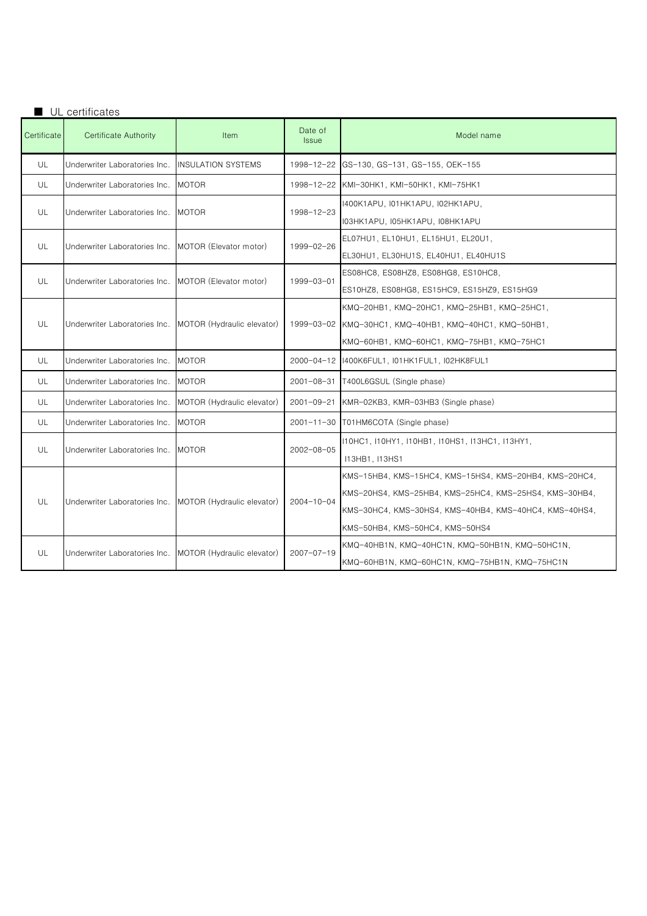■ UL certificates

| Certificate | Certificate Authority | Item | Date of Issue | Model name |
| --- | --- | --- | --- | --- |
| UL | Underwriter Laboratories Inc. | INSULATION SYSTEMS | 1998-12-22 | GS-130, GS-131, GS-155, OEK-155 |
| UL | Underwriter Laboratories Inc. | MOTOR | 1998-12-22 | KMI-30HK1, KMI-50HK1, KMI-75HK1 |
| UL | Underwriter Laboratories Inc. | MOTOR | 1998-12-23 | I400K1APU, I01HK1APU, I02HK1APU, I03HK1APU, I05HK1APU, I08HK1APU |
| UL | Underwriter Laboratories Inc. | MOTOR (Elevator motor) | 1999-02-26 | EL07HU1, EL10HU1, EL15HU1, EL20U1, EL30HU1, EL30HU1S, EL40HU1, EL40HU1S |
| UL | Underwriter Laboratories Inc. | MOTOR (Elevator motor) | 1999-03-01 | ES08HC8, ES08HZ8, ES08HG8, ES10HC8, ES10HZ8, ES08HG8, ES15HC9, ES15HZ9, ES15HG9 |
| UL | Underwriter Laboratories Inc. | MOTOR (Hydraulic elevator) | 1999-03-02 | KMQ-20HB1, KMQ-20HC1, KMQ-25HB1, KMQ-25HC1, KMQ-30HC1, KMQ-40HB1, KMQ-40HC1, KMQ-50HB1, KMQ-60HB1, KMQ-60HC1, KMQ-75HB1, KMQ-75HC1 |
| UL | Underwriter Laboratories Inc. | MOTOR | 2000-04-12 | I400K6FUL1, I01HK1FUL1, I02HK8FUL1 |
| UL | Underwriter Laboratories Inc. | MOTOR | 2001-08-31 | T400L6GSUL (Single phase) |
| UL | Underwriter Laboratories Inc. | MOTOR (Hydraulic elevator) | 2001-09-21 | KMR-02KB3, KMR-03HB3 (Single phase) |
| UL | Underwriter Laboratories Inc. | MOTOR | 2001-11-30 | T01HM6COTA (Single phase) |
| UL | Underwriter Laboratories Inc. | MOTOR | 2002-08-05 | I10HC1, I10HY1, I10HB1, I10HS1, I13HC1, I13HY1, I13HB1, I13HS1 |
| UL | Underwriter Laboratories Inc. | MOTOR (Hydraulic elevator) | 2004-10-04 | KMS-15HB4, KMS-15HC4, KMS-15HS4, KMS-20HB4, KMS-20HC4, KMS-20HS4, KMS-25HB4, KMS-25HC4, KMS-25HS4, KMS-30HB4, KMS-30HC4, KMS-30HS4, KMS-40HB4, KMS-40HC4, KMS-40HS4, KMS-50HB4, KMS-50HC4, KMS-50HS4 |
| UL | Underwriter Laboratories Inc. | MOTOR (Hydraulic elevator) | 2007-07-19 | KMQ-40HB1N, KMQ-40HC1N, KMQ-50HB1N, KMQ-50HC1N, KMQ-60HB1N, KMQ-60HC1N, KMQ-75HB1N, KMQ-75HC1N |